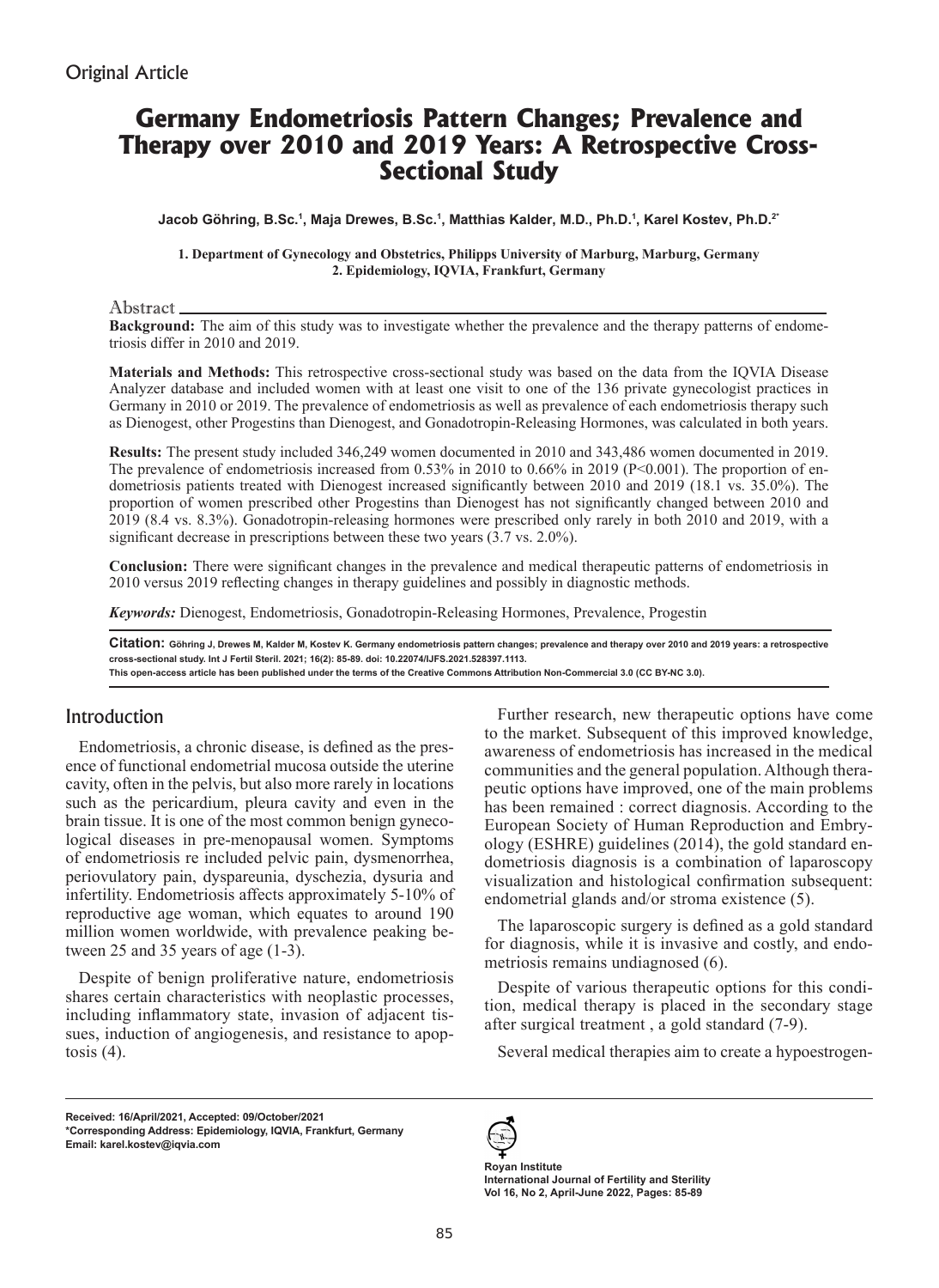Original Article

# Germany Endometriosis Pattern Changes; Prevalence and Therapy over 2010 and 2019 Years: A Retrospective Cross-Sectional Study

**Jacob Göhring, B.Sc.[1], Maja Drewes, B.Sc.[1], Matthias Kalder, M.D., Ph.D.[1], Karel Kostev, Ph.D.[2*]**

**1. Department of Gynecology and Obstetrics, Philipps University of Marburg, Marburg, Germany**
**2. Epidemiology, IQVIA, Frankfurt, Germany**

## Abstract

**Background:** The aim of this study was to investigate whether the prevalence and the therapy patterns of endometriosis differ in 2010 and 2019.

**Materials and Methods:** This retrospective cross-sectional study was based on the data from the IQVIA Disease Analyzer database and included women with at least one visit to one of the 136 private gynecologist practices in Germany in 2010 or 2019. The prevalence of endometriosis as well as prevalence of each endometriosis therapy such as Dienogest, other Progestins than Dienogest, and Gonadotropin-Releasing Hormones, was calculated in both years.

**Results:** The present study included 346,249 women documented in 2010 and 343,486 women documented in 2019. The prevalence of endometriosis increased from 0.53% in 2010 to 0.66% in 2019 (P<0.001). The proportion of endometriosis patients treated with Dienogest increased significantly between 2010 and 2019 (18.1 vs. 35.0%). The proportion of women prescribed other Progestins than Dienogest has not significantly changed between 2010 and 2019 (8.4 vs. 8.3%). Gonadotropin-releasing hormones were prescribed only rarely in both 2010 and 2019, with a significant decrease in prescriptions between these two years (3.7 vs. 2.0%).

**Conclusion:** There were significant changes in the prevalence and medical therapeutic patterns of endometriosis in 2010 versus 2019 reflecting changes in therapy guidelines and possibly in diagnostic methods.

***Keywords:*** Dienogest, Endometriosis, Gonadotropin-Releasing Hormones, Prevalence, Progestin

**Citation:** Göhring J, Drewes M, Kalder M, Kostev K. Germany endometriosis pattern changes; prevalence and therapy over 2010 and 2019 years: a retrospective cross-sectional study. Int J Fertil Steril. 2021; 16(2): 85-89. doi: 10.22074/IJFS.2021.528397.1113.
This open-access article has been published under the terms of the Creative Commons Attribution Non-Commercial 3.0 (CC BY-NC 3.0).

## Introduction

Endometriosis, a chronic disease, is defined as the presence of functional endometrial mucosa outside the uterine cavity, often in the pelvis, but also more rarely in locations such as the pericardium, pleura cavity and even in the brain tissue. It is one of the most common benign gynecological diseases in pre-menopausal women. Symptoms of endometriosis re included pelvic pain, dysmenorrhea, periovulatory pain, dyspareunia, dyschezia, dysuria and infertility. Endometriosis affects approximately 5-10% of reproductive age woman, which equates to around 190 million women worldwide, with prevalence peaking between 25 and 35 years of age (1-3).

Despite of benign proliferative nature, endometriosis shares certain characteristics with neoplastic processes, including inflammatory state, invasion of adjacent tissues, induction of angiogenesis, and resistance to apoptosis (4).

Further research, new therapeutic options have come to the market. Subsequent of this improved knowledge, awareness of endometriosis has increased in the medical communities and the general population. Although therapeutic options have improved, one of the main problems has been remained : correct diagnosis. According to the European Society of Human Reproduction and Embryology (ESHRE) guidelines (2014), the gold standard endometriosis diagnosis is a combination of laparoscopy visualization and histological confirmation subsequent: endometrial glands and/or stroma existence (5).

The laparoscopic surgery is defined as a gold standard for diagnosis, while it is invasive and costly, and endometriosis remains undiagnosed (6).

Despite of various therapeutic options for this condition, medical therapy is placed in the secondary stage after surgical treatment , a gold standard (7-9).

Several medical therapies aim to create a hypoestrogen-

Received: 16/April/2021, Accepted: 09/October/2021
*Corresponding Address: Epidemiology, IQVIA, Frankfurt, Germany
Email: karel.kostev@iqvia.com

Royan Institute
International Journal of Fertility and Sterility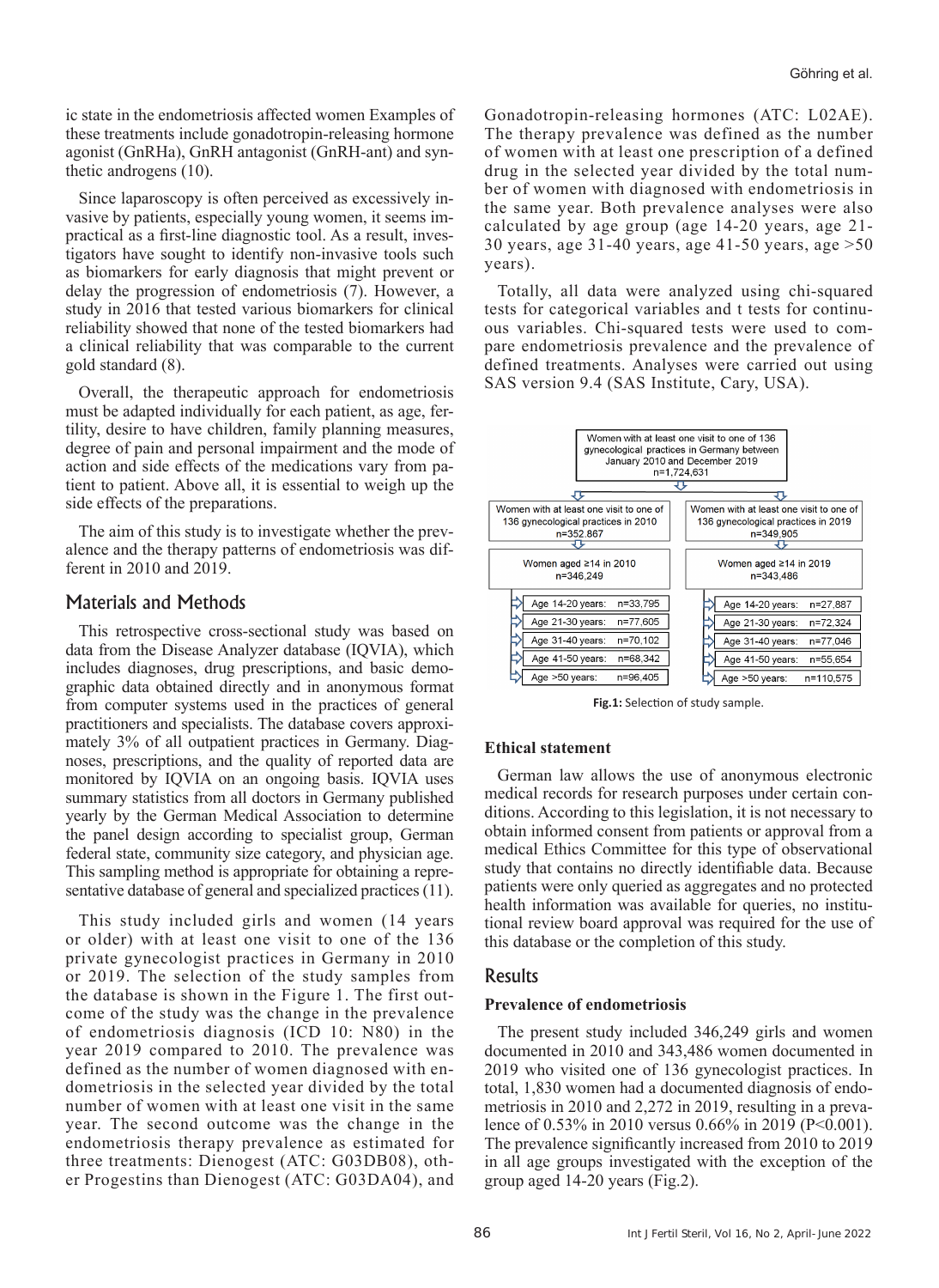ic state in the endometriosis affected women Examples of these treatments include gonadotropin-releasing hormone agonist (GnRHa), GnRH antagonist (GnRH-ant) and synthetic androgens (10).

Since laparoscopy is often perceived as excessively invasive by patients, especially young women, it seems impractical as a first-line diagnostic tool. As a result, investigators have sought to identify non-invasive tools such as biomarkers for early diagnosis that might prevent or delay the progression of endometriosis (7). However, a study in 2016 that tested various biomarkers for clinical reliability showed that none of the tested biomarkers had a clinical reliability that was comparable to the current gold standard (8).

Overall, the therapeutic approach for endometriosis must be adapted individually for each patient, as age, fertility, desire to have children, family planning measures, degree of pain and personal impairment and the mode of action and side effects of the medications vary from patient to patient. Above all, it is essential to weigh up the side effects of the preparations.

The aim of this study is to investigate whether the prevalence and the therapy patterns of endometriosis was different in 2010 and 2019.

## Materials and Methods

This retrospective cross-sectional study was based on data from the Disease Analyzer database (IQVIA), which includes diagnoses, drug prescriptions, and basic demographic data obtained directly and in anonymous format from computer systems used in the practices of general practitioners and specialists. The database covers approximately 3% of all outpatient practices in Germany. Diagnoses, prescriptions, and the quality of reported data are monitored by IQVIA on an ongoing basis. IQVIA uses summary statistics from all doctors in Germany published yearly by the German Medical Association to determine the panel design according to specialist group, German federal state, community size category, and physician age. This sampling method is appropriate for obtaining a representative database of general and specialized practices (11).

This study included girls and women (14 years or older) with at least one visit to one of the 136 private gynecologist practices in Germany in 2010 or 2019. The selection of the study samples from the database is shown in the Figure 1. The first outcome of the study was the change in the prevalence of endometriosis diagnosis (ICD 10: N80) in the year 2019 compared to 2010. The prevalence was defined as the number of women diagnosed with endometriosis in the selected year divided by the total number of women with at least one visit in the same year. The second outcome was the change in the endometriosis therapy prevalence as estimated for three treatments: Dienogest (ATC: G03DB08), other Progestins than Dienogest (ATC: G03DA04), and Gonadotropin-releasing hormones (ATC: L02AE). The therapy prevalence was defined as the number of women with at least one prescription of a defined drug in the selected year divided by the total number of women with diagnosed with endometriosis in the same year. Both prevalence analyses were also calculated by age group (age 14-20 years, age 21-30 years, age 31-40 years, age 41-50 years, age >50 years).

Totally, all data were analyzed using chi-squared tests for categorical variables and t tests for continuous variables. Chi-squared tests were used to compare endometriosis prevalence and the prevalence of defined treatments. Analyses were carried out using SAS version 9.4 (SAS Institute, Cary, USA).

Women with at least one visit to one of 136 gynecological practices in Germany between January 2010 and December 2019
n=1,724,631

| Women with at least one visit to one of 136 gynecological practices in 2010 n=352,867 | Women with at least one visit to one of 136 gynecological practices in 2019 n=349,905 |
|---|---|
| Women aged ≥14 in 2010 n=346,249 | Women aged ≥14 in 2019 n=343,486 |
| Age 14-20 years: n=33,795 | Age 14-20 years: n=27,887 |
| Age 21-30 years: n=77,605 | Age 21-30 years: n=72,324 |
| Age 31-40 years: n=70,102 | Age 31-40 years: n=77,046 |
| Age 41-50 years: n=68,342 | Age 41-50 years: n=55,654 |
| Age >50 years: n=96,405 | Age >50 years: n=110,575 |

**Fig.1:** Selection of study sample.

### Ethical statement

German law allows the use of anonymous electronic medical records for research purposes under certain conditions. According to this legislation, it is not necessary to obtain informed consent from patients or approval from a medical Ethics Committee for this type of observational study that contains no directly identifiable data. Because patients were only queried as aggregates and no protected health information was available for queries, no institutional review board approval was required for the use of this database or the completion of this study.

## Results

### Prevalence of endometriosis

The present study included 346,249 girls and women documented in 2010 and 343,486 women documented in 2019 who visited one of 136 gynecologist practices. In total, 1,830 women had a documented diagnosis of endometriosis in 2010 and 2,272 in 2019, resulting in a prevalence of 0.53% in 2010 versus 0.66% in 2019 (P<0.001). The prevalence significantly increased from 2010 to 2019 in all age groups investigated with the exception of the group aged 14-20 years (Fig.2).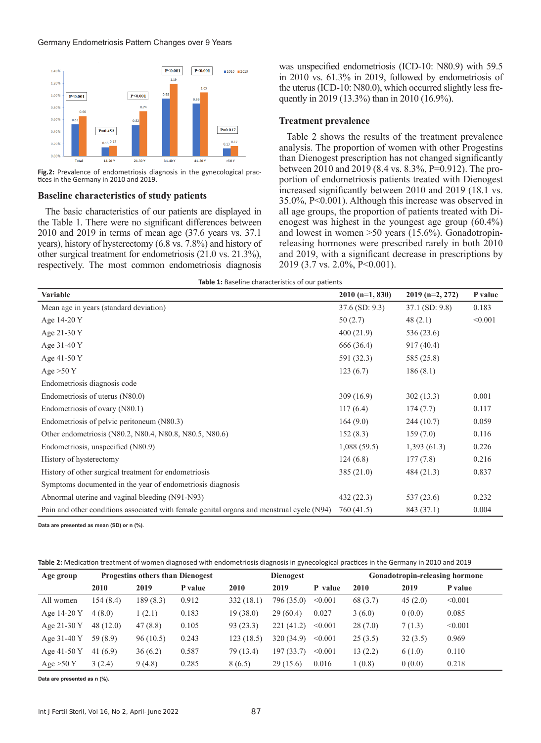Fig.2: Prevalence of endometriosis diagnosis in the gynecological practices in the Germany in 2010 and 2019.

### Baseline characteristics of study patients

The basic characteristics of our patients are displayed in the Table 1. There were no significant differences between 2010 and 2019 in terms of mean age (37.6 years vs. 37.1 years), history of hysterectomy (6.8 vs. 7.8%) and history of other surgical treatment for endometriosis (21.0 vs. 21.3%), respectively. The most common endometriosis diagnosis was unspecified endometriosis (ICD-10: N80.9) with 59.5 in 2010 vs. 61.3% in 2019, followed by endometriosis of the uterus (ICD-10: N80.0), which occurred slightly less frequently in 2019 (13.3%) than in 2010 (16.9%).

### Treatment prevalence

Table 2 shows the results of the treatment prevalence analysis. The proportion of women with other Progestins than Dienogest prescription has not changed significantly between 2010 and 2019 (8.4 vs. 8.3%, P=0.912). The proportion of endometriosis patients treated with Dienogest increased significantly between 2010 and 2019 (18.1 vs. 35.0%, P<0.001). Although this increase was observed in all age groups, the proportion of patients treated with Dienogest was highest in the youngest age group (60.4%) and lowest in women >50 years (15.6%). Gonadotropin-releasing hormones were prescribed rarely in both 2010 and 2019, with a significant decrease in prescriptions by 2019 (3.7 vs. 2.0%, P<0.001).

**Table 1:** Baseline characteristics of our patients

| Variable | 2010 (n=1, 830) | 2019 (n=2, 272) | P value |
|---|---|---|---|
| Mean age in years (standard deviation) | 37.6 (SD: 9.3) | 37.1 (SD: 9.8) | 0.183 |
| Age 14-20 Y | 50 (2.7) | 48 (2.1) | <0.001 |
| Age 21-30 Y | 400 (21.9) | 536 (23.6) | |
| Age 31-40 Y | 666 (36.4) | 917 (40.4) | |
| Age 41-50 Y | 591 (32.3) | 585 (25.8) | |
| Age >50 Y | 123 (6.7) | 186 (8.1) | |
| Endometriosis diagnosis code | | | |
| Endometriosis of uterus (N80.0) | 309 (16.9) | 302 (13.3) | 0.001 |
| Endometriosis of ovary (N80.1) | 117 (6.4) | 174 (7.7) | 0.117 |
| Endometriosis of pelvic peritoneum (N80.3) | 164 (9.0) | 244 (10.7) | 0.059 |
| Other endometriosis (N80.2, N80.4, N80.8, N80.5, N80.6) | 152 (8.3) | 159 (7.0) | 0.116 |
| Endometriosis, unspecified (N80.9) | 1,088 (59.5) | 1,393 (61.3) | 0.226 |
| History of hysterectomy | 124 (6.8) | 177 (7.8) | 0.216 |
| History of other surgical treatment for endometriosis | 385 (21.0) | 484 (21.3) | 0.837 |
| Symptoms documented in the year of endometriosis diagnosis | | | |
| Abnormal uterine and vaginal bleeding (N91-N93) | 432 (22.3) | 537 (23.6) | 0.232 |
| Pain and other conditions associated with female genital organs and menstrual cycle (N94) | 760 (41.5) | 843 (37.1) | 0.004 |

Data are presented as mean (SD) or n (%).

**Table 2:** Medication treatment of women diagnosed with endometriosis diagnosis in gynecological practices in the Germany in 2010 and 2019

| Age group | Progestins others than Dienogest | | | Dienogest | | | Gonadotropin-releasing hormone | | |
|---|---|---|---|---|---|---|---|---|---|
| | 2010 | 2019 | P value | 2010 | 2019 | P value | 2010 | 2019 | P value |
| All women | 154 (8.4) | 189 (8.3) | 0.912 | 332 (18.1) | 796 (35.0) | <0.001 | 68 (3.7) | 45 (2.0) | <0.001 |
| Age 14-20 Y | 4 (8.0) | 1 (2.1) | 0.183 | 19 (38.0) | 29 (60.4) | 0.027 | 3 (6.0) | 0 (0.0) | 0.085 |
| Age 21-30 Y | 48 (12.0) | 47 (8.8) | 0.105 | 93 (23.3) | 221 (41.2) | <0.001 | 28 (7.0) | 7 (1.3) | <0.001 |
| Age 31-40 Y | 59 (8.9) | 96 (10.5) | 0.243 | 123 (18.5) | 320 (34.9) | <0.001 | 25 (3.5) | 32 (3.5) | 0.969 |
| Age 41-50 Y | 41 (6.9) | 36 (6.2) | 0.587 | 79 (13.4) | 197 (33.7) | <0.001 | 13 (2.2) | 6 (1.0) | 0.110 |
| Age >50 Y | 3 (2.4) | 9 (4.8) | 0.285 | 8 (6.5) | 29 (15.6) | 0.016 | 1 (0.8) | 0 (0.0) | 0.218 |

Data are presented as n (%).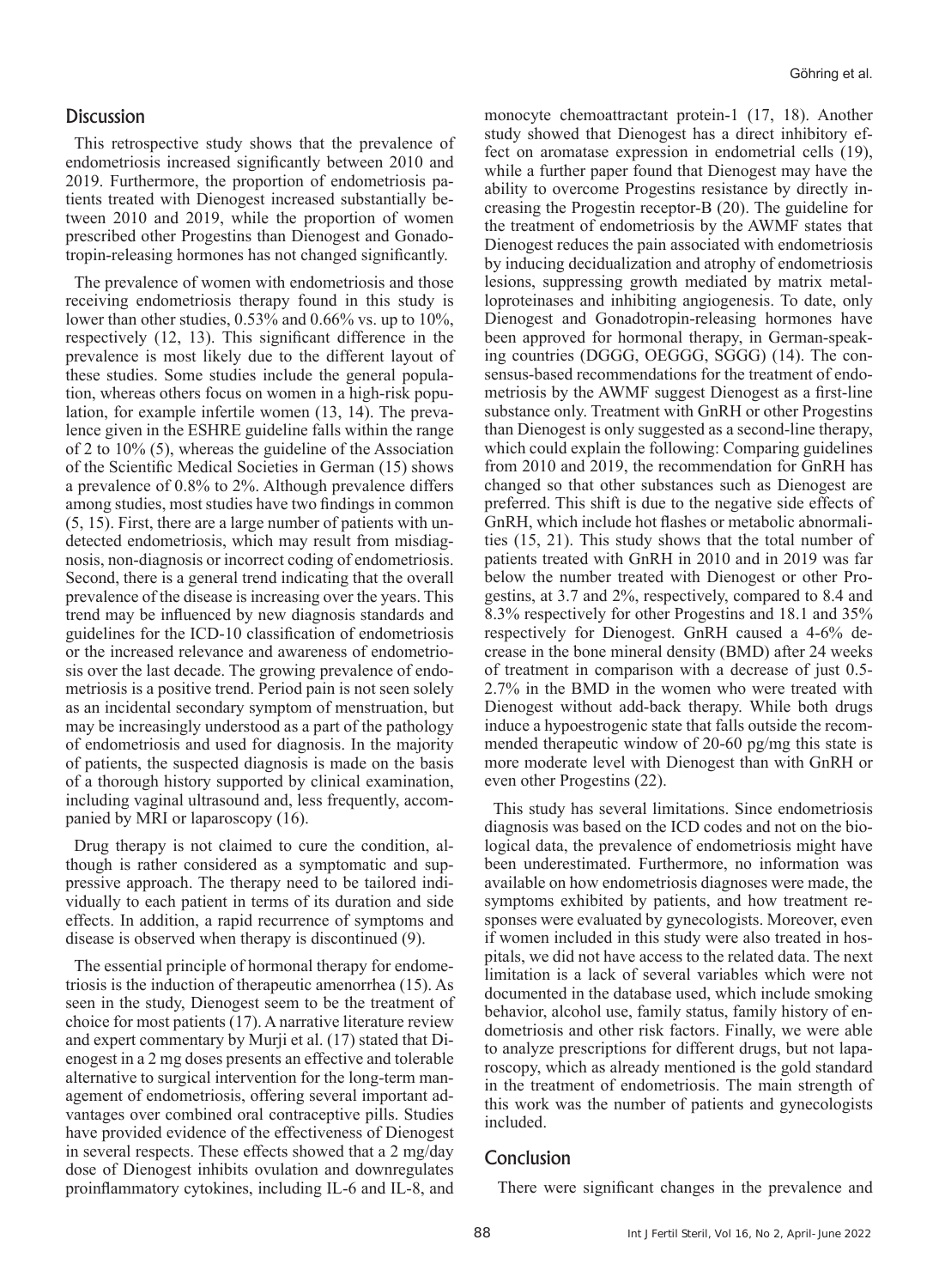## Discussion

This retrospective study shows that the prevalence of endometriosis increased significantly between 2010 and 2019. Furthermore, the proportion of endometriosis patients treated with Dienogest increased substantially between 2010 and 2019, while the proportion of women prescribed other Progestins than Dienogest and Gonadotropin-releasing hormones has not changed significantly.

The prevalence of women with endometriosis and those receiving endometriosis therapy found in this study is lower than other studies, 0.53% and 0.66% vs. up to 10%, respectively (12, 13). This significant difference in the prevalence is most likely due to the different layout of these studies. Some studies include the general population, whereas others focus on women in a high-risk population, for example infertile women (13, 14). The prevalence given in the ESHRE guideline falls within the range of 2 to 10% (5), whereas the guideline of the Association of the Scientific Medical Societies in German (15) shows a prevalence of 0.8% to 2%. Although prevalence differs among studies, most studies have two findings in common (5, 15). First, there are a large number of patients with undetected endometriosis, which may result from misdiagnosis, non-diagnosis or incorrect coding of endometriosis. Second, there is a general trend indicating that the overall prevalence of the disease is increasing over the years. This trend may be influenced by new diagnosis standards and guidelines for the ICD-10 classification of endometriosis or the increased relevance and awareness of endometriosis over the last decade. The growing prevalence of endometriosis is a positive trend. Period pain is not seen solely as an incidental secondary symptom of menstruation, but may be increasingly understood as a part of the pathology of endometriosis and used for diagnosis. In the majority of patients, the suspected diagnosis is made on the basis of a thorough history supported by clinical examination, including vaginal ultrasound and, less frequently, accompanied by MRI or laparoscopy (16).

Drug therapy is not claimed to cure the condition, although is rather considered as a symptomatic and suppressive approach. The therapy need to be tailored individually to each patient in terms of its duration and side effects. In addition, a rapid recurrence of symptoms and disease is observed when therapy is discontinued (9).

The essential principle of hormonal therapy for endometriosis is the induction of therapeutic amenorrhea (15). As seen in the study, Dienogest seem to be the treatment of choice for most patients (17). A narrative literature review and expert commentary by Murji et al. (17) stated that Dienogest in a 2 mg doses presents an effective and tolerable alternative to surgical intervention for the long-term management of endometriosis, offering several important advantages over combined oral contraceptive pills. Studies have provided evidence of the effectiveness of Dienogest in several respects. These effects showed that a 2 mg/day dose of Dienogest inhibits ovulation and downregulates proinflammatory cytokines, including IL-6 and IL-8, and monocyte chemoattractant protein-1 (17, 18). Another study showed that Dienogest has a direct inhibitory effect on aromatase expression in endometrial cells (19), while a further paper found that Dienogest may have the ability to overcome Progestins resistance by directly increasing the Progestin receptor-B (20). The guideline for the treatment of endometriosis by the AWMF states that Dienogest reduces the pain associated with endometriosis by inducing decidualization and atrophy of endometriosis lesions, suppressing growth mediated by matrix metalloproteinases and inhibiting angiogenesis. To date, only Dienogest and Gonadotropin-releasing hormones have been approved for hormonal therapy, in German-speaking countries (DGGG, OEGGG, SGGG) (14). The consensus-based recommendations for the treatment of endometriosis by the AWMF suggest Dienogest as a first-line substance only. Treatment with GnRH or other Progestins than Dienogest is only suggested as a second-line therapy, which could explain the following: Comparing guidelines from 2010 and 2019, the recommendation for GnRH has changed so that other substances such as Dienogest are preferred. This shift is due to the negative side effects of GnRH, which include hot flashes or metabolic abnormalities (15, 21). This study shows that the total number of patients treated with GnRH in 2010 and in 2019 was far below the number treated with Dienogest or other Progestins, at 3.7 and 2%, respectively, compared to 8.4 and 8.3% respectively for other Progestins and 18.1 and 35% respectively for Dienogest. GnRH caused a 4-6% decrease in the bone mineral density (BMD) after 24 weeks of treatment in comparison with a decrease of just 0.5-2.7% in the BMD in the women who were treated with Dienogest without add-back therapy. While both drugs induce a hypoestrogenic state that falls outside the recommended therapeutic window of 20-60 pg/mg this state is more moderate level with Dienogest than with GnRH or even other Progestins (22).

This study has several limitations. Since endometriosis diagnosis was based on the ICD codes and not on the biological data, the prevalence of endometriosis might have been underestimated. Furthermore, no information was available on how endometriosis diagnoses were made, the symptoms exhibited by patients, and how treatment responses were evaluated by gynecologists. Moreover, even if women included in this study were also treated in hospitals, we did not have access to the related data. The next limitation is a lack of several variables which were not documented in the database used, which include smoking behavior, alcohol use, family status, family history of endometriosis and other risk factors. Finally, we were able to analyze prescriptions for different drugs, but not laparoscopy, which as already mentioned is the gold standard in the treatment of endometriosis. The main strength of this work was the number of patients and gynecologists included.

## Conclusion

There were significant changes in the prevalence and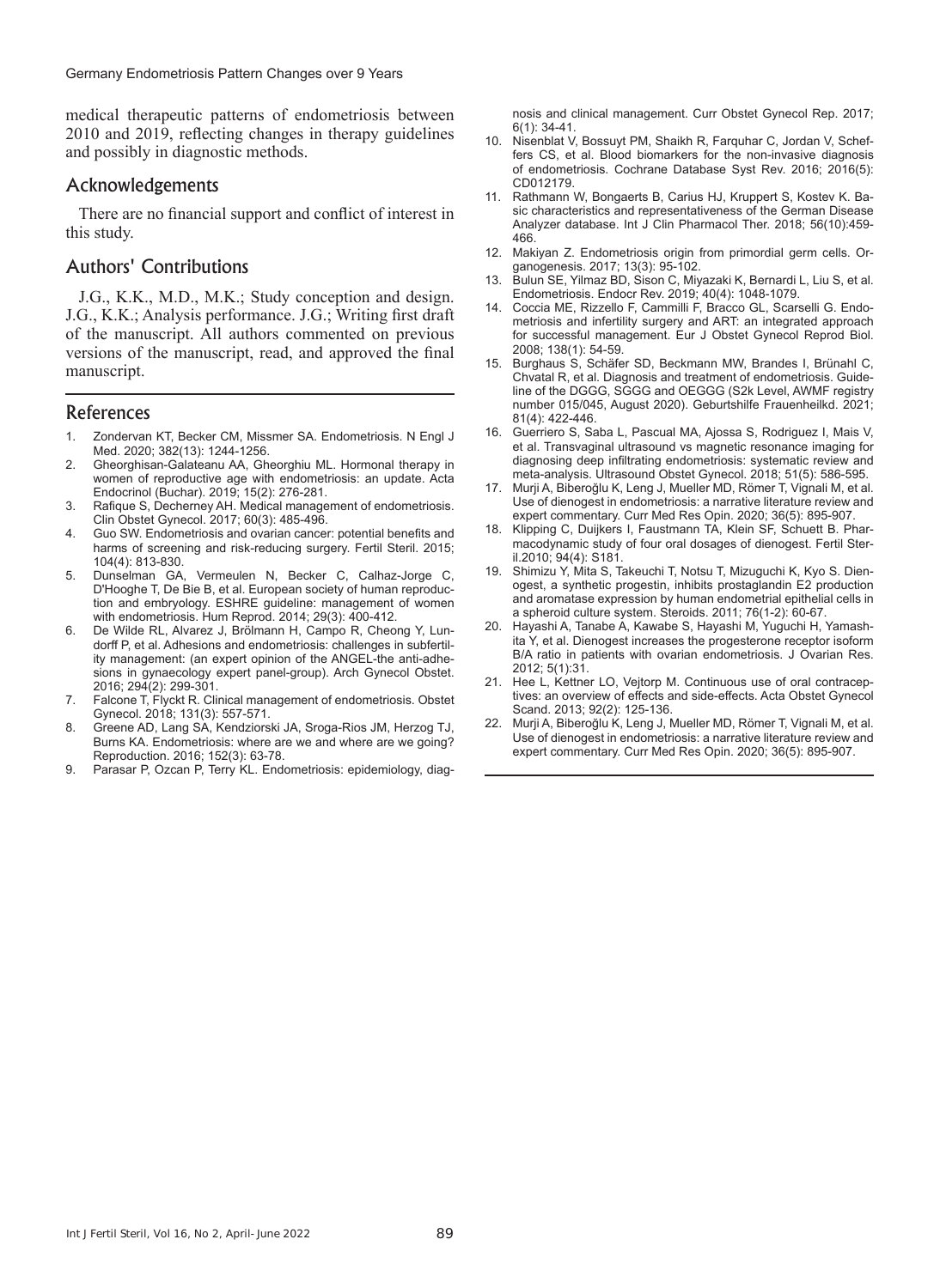medical therapeutic patterns of endometriosis between 2010 and 2019, reflecting changes in therapy guidelines and possibly in diagnostic methods.

## Acknowledgements

There are no financial support and conflict of interest in this study.

## Authors' Contributions

J.G., K.K., M.D., M.K.; Study conception and design. J.G., K.K.; Analysis performance. J.G.; Writing first draft of the manuscript. All authors commented on previous versions of the manuscript, read, and approved the final manuscript.

## References

1. Zondervan KT, Becker CM, Missmer SA. Endometriosis. N Engl J Med. 2020; 382(13): 1244-1256.
2. Gheorghisan-Galateanu AA, Gheorghiu ML. Hormonal therapy in women of reproductive age with endometriosis: an update. Acta Endocrinol (Buchar). 2019; 15(2): 276-281.
3. Rafique S, Decherney AH. Medical management of endometriosis. Clin Obstet Gynecol. 2017; 60(3): 485-496.
4. Guo SW. Endometriosis and ovarian cancer: potential benefits and harms of screening and risk-reducing surgery. Fertil Steril. 2015; 104(4): 813-830.
5. Dunselman GA, Vermeulen N, Becker C, Calhaz-Jorge C, D'Hooghe T, De Bie B, et al. European society of human reproduction and embryology. ESHRE guideline: management of women with endometriosis. Hum Reprod. 2014; 29(3): 400-412.
6. De Wilde RL, Alvarez J, Brölmann H, Campo R, Cheong Y, Lundorff P, et al. Adhesions and endometriosis: challenges in subfertility management: (an expert opinion of the ANGEL-the anti-adhesions in gynaecology expert panel-group). Arch Gynecol Obstet. 2016; 294(2): 299-301.
7. Falcone T, Flyckt R. Clinical management of endometriosis. Obstet Gynecol. 2018; 131(3): 557-571.
8. Greene AD, Lang SA, Kendziorski JA, Sroga-Rios JM, Herzog TJ, Burns KA. Endometriosis: where are we and where are we going? Reproduction. 2016; 152(3): 63-78.
9. Parasar P, Ozcan P, Terry KL. Endometriosis: epidemiology, diagnosis and clinical management. Curr Obstet Gynecol Rep. 2017; 6(1): 34-41.
10. Nisenblat V, Bossuyt PM, Shaikh R, Farquhar C, Jordan V, Scheffers CS, et al. Blood biomarkers for the non-invasive diagnosis of endometriosis. Cochrane Database Syst Rev. 2016; 2016(5): CD012179.
11. Rathmann W, Bongaerts B, Carius HJ, Kruppert S, Kostev K. Basic characteristics and representativeness of the German Disease Analyzer database. Int J Clin Pharmacol Ther. 2018; 56(10):459-466.
12. Makiyan Z. Endometriosis origin from primordial germ cells. Organogenesis. 2017; 13(3): 95-102.
13. Bulun SE, Yilmaz BD, Sison C, Miyazaki K, Bernardi L, Liu S, et al. Endometriosis. Endocr Rev. 2019; 40(4): 1048-1079.
14. Coccia ME, Rizzello F, Cammilli F, Bracco GL, Scarselli G. Endometriosis and infertility surgery and ART: an integrated approach for successful management. Eur J Obstet Gynecol Reprod Biol. 2008; 138(1): 54-59.
15. Burghaus S, Schäfer SD, Beckmann MW, Brandes I, Brünahl C, Chvatal R, et al. Diagnosis and treatment of endometriosis. Guideline of the DGGG, SGGG and OEGGG (S2k Level, AWMF registry number 015/045, August 2020). Geburtshilfe Frauenheilkd. 2021; 81(4): 422-446.
16. Guerriero S, Saba L, Pascual MA, Ajossa S, Rodriguez I, Mais V, et al. Transvaginal ultrasound vs magnetic resonance imaging for diagnosing deep infiltrating endometriosis: systematic review and meta-analysis. Ultrasound Obstet Gynecol. 2018; 51(5): 586-595.
17. Murji A, Biberoğlu K, Leng J, Mueller MD, Römer T, Vignali M, et al. Use of dienogest in endometriosis: a narrative literature review and expert commentary. Curr Med Res Opin. 2020; 36(5): 895-907.
18. Klipping C, Duijkers I, Faustmann TA, Klein SF, Schuett B. Pharmacodynamic study of four oral dosages of dienogest. Fertil Steril.2010; 94(4): S181.
19. Shimizu Y, Mita S, Takeuchi T, Notsu T, Mizuguchi K, Kyo S. Dienogest, a synthetic progestin, inhibits prostaglandin E2 production and aromatase expression by human endometrial epithelial cells in a spheroid culture system. Steroids. 2011; 76(1-2): 60-67.
20. Hayashi A, Tanabe A, Kawabe S, Hayashi M, Yuguchi H, Yamashita Y, et al. Dienogest increases the progesterone receptor isoform B/A ratio in patients with ovarian endometriosis. J Ovarian Res. 2012; 5(1):31.
21. Hee L, Kettner LO, Vejtorp M. Continuous use of oral contraceptives: an overview of effects and side-effects. Acta Obstet Gynecol Scand. 2013; 92(2): 125-136.
22. Murji A, Biberoğlu K, Leng J, Mueller MD, Römer T, Vignali M, et al. Use of dienogest in endometriosis: a narrative literature review and expert commentary. Curr Med Res Opin. 2020; 36(5): 895-907.